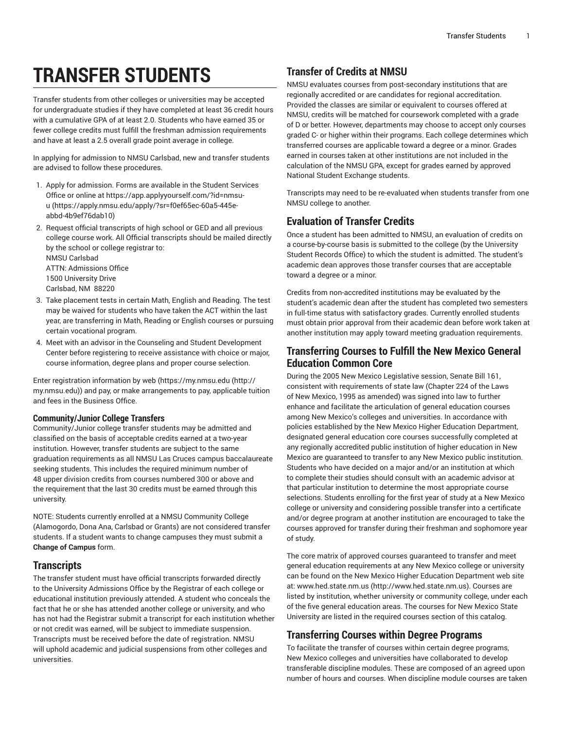# TRANSFER STUDENTS

Transfer students from other colleges or universities may be accepted for undergraduate studies if they have completed at least 36 credit hours with a cumulative GPA of at least 2.0. Students who have earned 35 or fewer college credits must fulfill the freshman admission requirements and have at least a 2.5 overall grade point average in college.

In applying for admission to NMSU Carlsbad, new and transfer students are advised to follow these procedures.

1. Apply for admission. Forms are available in the Student Services Office or online at https://app.applyyourself.com/?id=nmsu-u (https://apply.nmsu.edu/apply/?sr=f0ef65ec-60a5-445e-abbd-4b9ef76dab10)
2. Request official transcripts of high school or GED and all previous college course work. All Official transcripts should be mailed directly by the school or college registrar to:  
   NMSU Carlsbad  
   ATTN: Admissions Office  
   1500 University Drive  
   Carlsbad, NM 88220
3. Take placement tests in certain Math, English and Reading. The test may be waived for students who have taken the ACT within the last year, are transferring in Math, Reading or English courses or pursuing certain vocational program.
4. Meet with an advisor in the Counseling and Student Development Center before registering to receive assistance with choice or major, course information, degree plans and proper course selection.

Enter registration information by web (https://my.nmsu.edu (http://my.nmsu.edu)) and pay, or make arrangements to pay, applicable tuition and fees in the Business Office.

### Community/Junior College Transfers

Community/Junior college transfer students may be admitted and classified on the basis of acceptable credits earned at a two-year institution. However, transfer students are subject to the same graduation requirements as all NMSU Las Cruces campus baccalaureate seeking students. This includes the required minimum number of 48 upper division credits from courses numbered 300 or above and the requirement that the last 30 credits must be earned through this university.

NOTE: Students currently enrolled at a NMSU Community College (Alamogordo, Dona Ana, Carlsbad or Grants) are not considered transfer students. If a student wants to change campuses they must submit a **Change of Campus** form.

## Transcripts

The transfer student must have official transcripts forwarded directly to the University Admissions Office by the Registrar of each college or educational institution previously attended. A student who conceals the fact that he or she has attended another college or university, and who has not had the Registrar submit a transcript for each institution whether or not credit was earned, will be subject to immediate suspension. Transcripts must be received before the date of registration. NMSU will uphold academic and judicial suspensions from other colleges and universities.

## Transfer of Credits at NMSU

NMSU evaluates courses from post-secondary institutions that are regionally accredited or are candidates for regional accreditation. Provided the classes are similar or equivalent to courses offered at NMSU, credits will be matched for coursework completed with a grade of D or better. However, departments may choose to accept only courses graded C- or higher within their programs. Each college determines which transferred courses are applicable toward a degree or a minor. Grades earned in courses taken at other institutions are not included in the calculation of the NMSU GPA, except for grades earned by approved National Student Exchange students.

Transcripts may need to be re-evaluated when students transfer from one NMSU college to another.

## Evaluation of Transfer Credits

Once a student has been admitted to NMSU, an evaluation of credits on a course-by-course basis is submitted to the college (by the University Student Records Office) to which the student is admitted. The student's academic dean approves those transfer courses that are acceptable toward a degree or a minor.

Credits from non-accredited institutions may be evaluated by the student's academic dean after the student has completed two semesters in full-time status with satisfactory grades. Currently enrolled students must obtain prior approval from their academic dean before work taken at another institution may apply toward meeting graduation requirements.

## Transferring Courses to Fulfill the New Mexico General Education Common Core

During the 2005 New Mexico Legislative session, Senate Bill 161, consistent with requirements of state law (Chapter 224 of the Laws of New Mexico, 1995 as amended) was signed into law to further enhance and facilitate the articulation of general education courses among New Mexico's colleges and universities. In accordance with policies established by the New Mexico Higher Education Department, designated general education core courses successfully completed at any regionally accredited public institution of higher education in New Mexico are guaranteed to transfer to any New Mexico public institution. Students who have decided on a major and/or an institution at which to complete their studies should consult with an academic advisor at that particular institution to determine the most appropriate course selections. Students enrolling for the first year of study at a New Mexico college or university and considering possible transfer into a certificate and/or degree program at another institution are encouraged to take the courses approved for transfer during their freshman and sophomore year of study.

The core matrix of approved courses guaranteed to transfer and meet general education requirements at any New Mexico college or university can be found on the New Mexico Higher Education Department web site at: www.hed.state.nm.us (http://www.hed.state.nm.us). Courses are listed by institution, whether university or community college, under each of the five general education areas. The courses for New Mexico State University are listed in the required courses section of this catalog.

## Transferring Courses within Degree Programs

To facilitate the transfer of courses within certain degree programs, New Mexico colleges and universities have collaborated to develop transferable discipline modules. These are composed of an agreed upon number of hours and courses. When discipline module courses are taken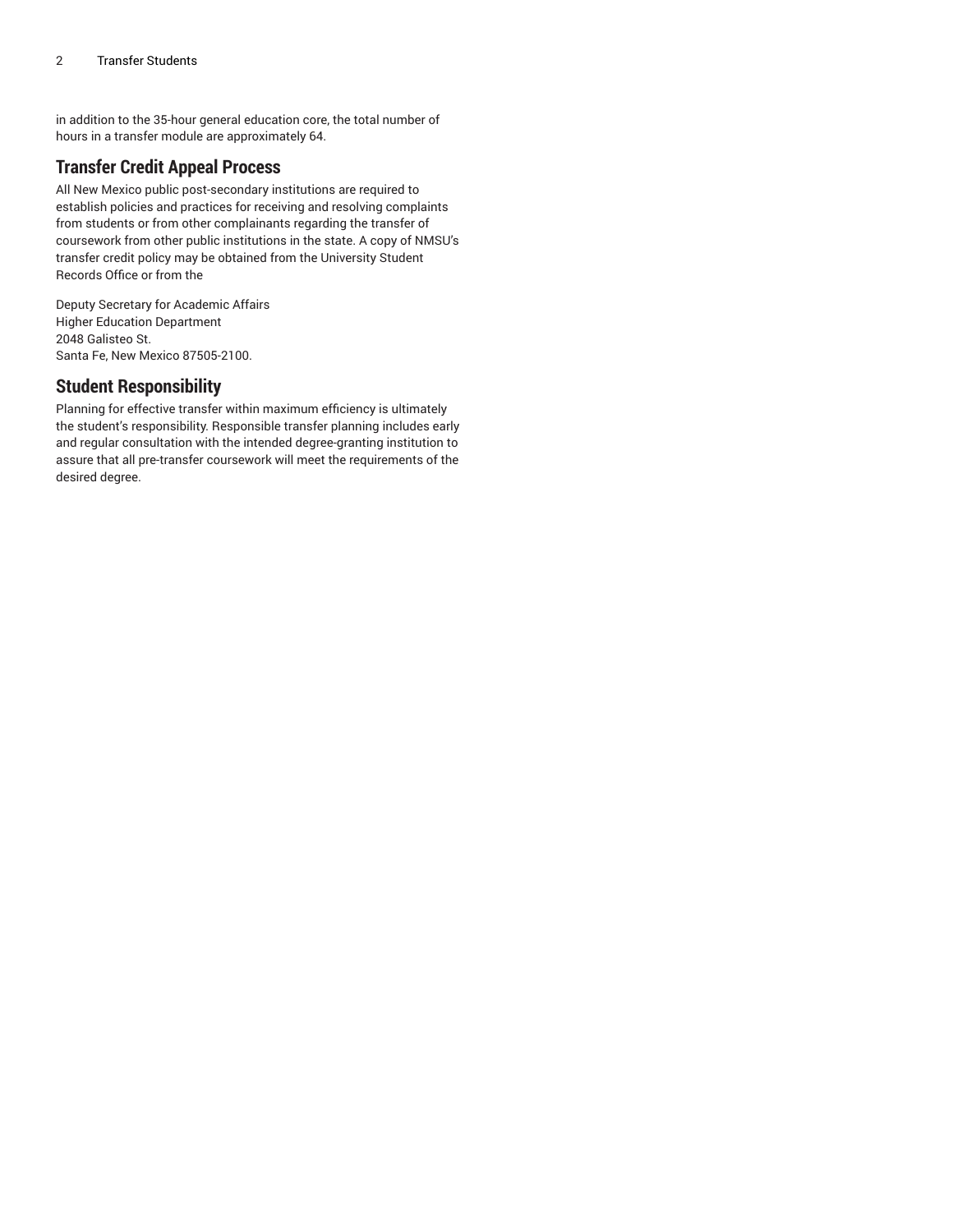in addition to the 35-hour general education core, the total number of hours in a transfer module are approximately 64.

## Transfer Credit Appeal Process

All New Mexico public post-secondary institutions are required to establish policies and practices for receiving and resolving complaints from students or from other complainants regarding the transfer of coursework from other public institutions in the state. A copy of NMSU's transfer credit policy may be obtained from the University Student Records Office or from the

Deputy Secretary for Academic Affairs
Higher Education Department
2048 Galisteo St.
Santa Fe, New Mexico 87505-2100.

## Student Responsibility

Planning for effective transfer within maximum efficiency is ultimately the student's responsibility. Responsible transfer planning includes early and regular consultation with the intended degree-granting institution to assure that all pre-transfer coursework will meet the requirements of the desired degree.